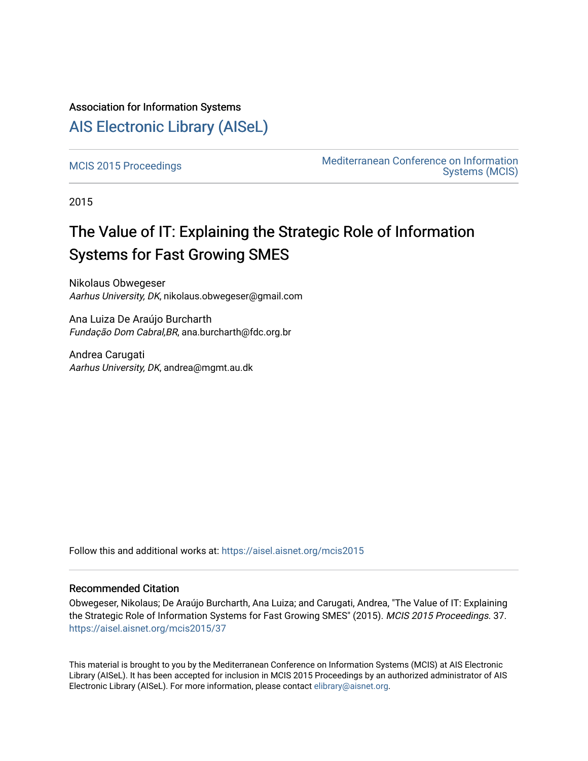Association for Information Systems

# AIS Electronic Library (AISeL)

MCIS 2015 Proceedings

Mediterranean Conference on Information Systems (MCIS)

2015

## The Value of IT: Explaining the Strategic Role of Information Systems for Fast Growing SMES

Nikolaus Obwegeser
*Aarhus University, DK*, nikolaus.obwegeser@gmail.com

Ana Luiza De Araújo Burcharth
*Fundação Dom Cabral,BR*, ana.burcharth@fdc.org.br

Andrea Carugati
*Aarhus University, DK*, andrea@mgmt.au.dk

Follow this and additional works at: https://aisel.aisnet.org/mcis2015

### Recommended Citation

Obwegeser, Nikolaus; De Araújo Burcharth, Ana Luiza; and Carugati, Andrea, "The Value of IT: Explaining the Strategic Role of Information Systems for Fast Growing SMES" (2015). *MCIS 2015 Proceedings*. 37.
https://aisel.aisnet.org/mcis2015/37

This material is brought to you by the Mediterranean Conference on Information Systems (MCIS) at AIS Electronic Library (AISeL). It has been accepted for inclusion in MCIS 2015 Proceedings by an authorized administrator of AIS Electronic Library (AISeL). For more information, please contact elibrary@aisnet.org.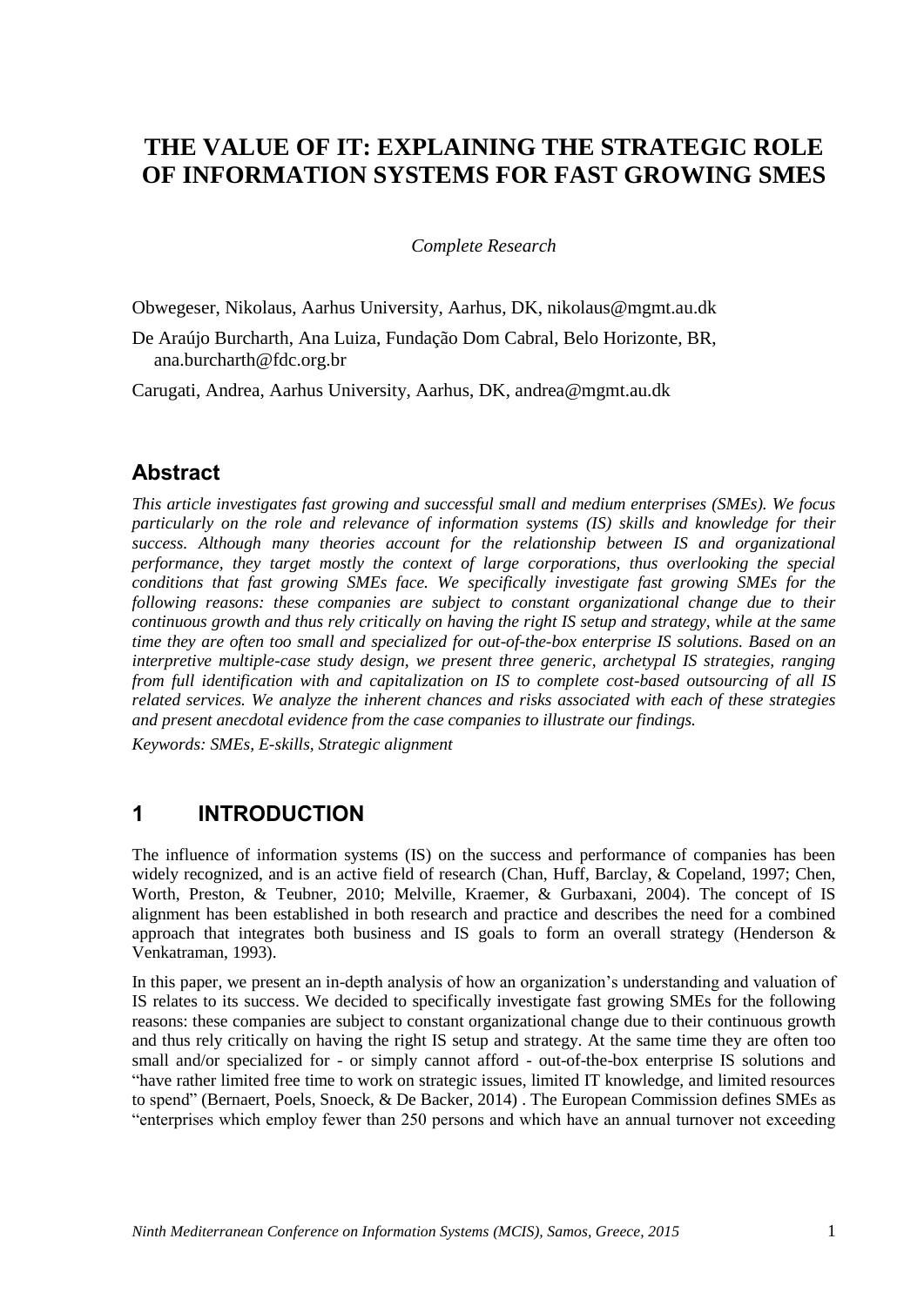# THE VALUE OF IT: EXPLAINING THE STRATEGIC ROLE OF INFORMATION SYSTEMS FOR FAST GROWING SMES

*Complete Research*

Obwegeser, Nikolaus, Aarhus University, Aarhus, DK, nikolaus@mgmt.au.dk

De Araújo Burcharth, Ana Luiza, Fundação Dom Cabral, Belo Horizonte, BR, ana.burcharth@fdc.org.br

Carugati, Andrea, Aarhus University, Aarhus, DK, andrea@mgmt.au.dk

## Abstract

*This article investigates fast growing and successful small and medium enterprises (SMEs). We focus particularly on the role and relevance of information systems (IS) skills and knowledge for their success. Although many theories account for the relationship between IS and organizational performance, they target mostly the context of large corporations, thus overlooking the special conditions that fast growing SMEs face. We specifically investigate fast growing SMEs for the following reasons: these companies are subject to constant organizational change due to their continuous growth and thus rely critically on having the right IS setup and strategy, while at the same time they are often too small and specialized for out-of-the-box enterprise IS solutions. Based on an interpretive multiple-case study design, we present three generic, archetypal IS strategies, ranging from full identification with and capitalization on IS to complete cost-based outsourcing of all IS related services. We analyze the inherent chances and risks associated with each of these strategies and present anecdotal evidence from the case companies to illustrate our findings.*

*Keywords: SMEs, E-skills, Strategic alignment*

## 1 INTRODUCTION

The influence of information systems (IS) on the success and performance of companies has been widely recognized, and is an active field of research (Chan, Huff, Barclay, & Copeland, 1997; Chen, Worth, Preston, & Teubner, 2010; Melville, Kraemer, & Gurbaxani, 2004). The concept of IS alignment has been established in both research and practice and describes the need for a combined approach that integrates both business and IS goals to form an overall strategy (Henderson & Venkatraman, 1993).

In this paper, we present an in-depth analysis of how an organization's understanding and valuation of IS relates to its success. We decided to specifically investigate fast growing SMEs for the following reasons: these companies are subject to constant organizational change due to their continuous growth and thus rely critically on having the right IS setup and strategy. At the same time they are often too small and/or specialized for - or simply cannot afford - out-of-the-box enterprise IS solutions and "have rather limited free time to work on strategic issues, limited IT knowledge, and limited resources to spend" (Bernaert, Poels, Snoeck, & De Backer, 2014) . The European Commission defines SMEs as "enterprises which employ fewer than 250 persons and which have an annual turnover not exceeding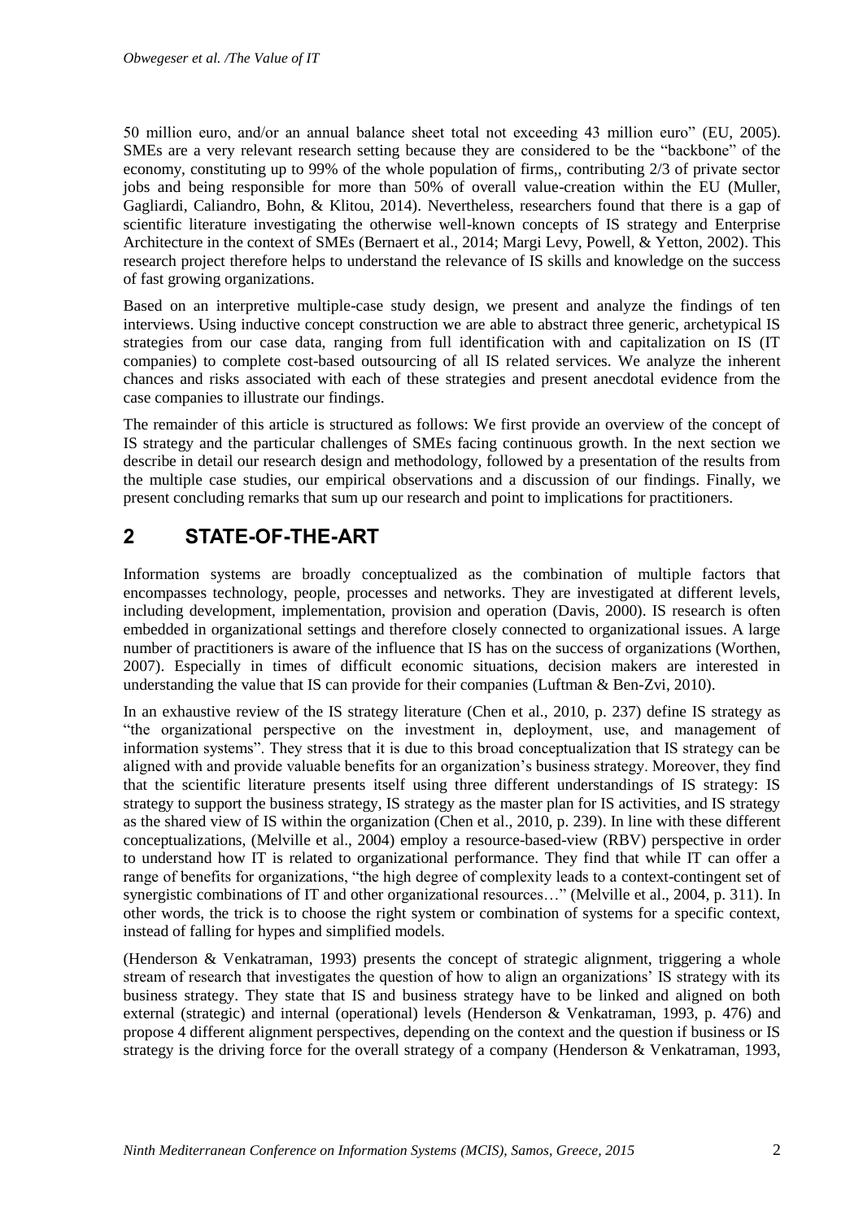50 million euro, and/or an annual balance sheet total not exceeding 43 million euro" (EU, 2005). SMEs are a very relevant research setting because they are considered to be the "backbone" of the economy, constituting up to 99% of the whole population of firms,, contributing 2/3 of private sector jobs and being responsible for more than 50% of overall value-creation within the EU (Muller, Gagliardi, Caliandro, Bohn, & Klitou, 2014). Nevertheless, researchers found that there is a gap of scientific literature investigating the otherwise well-known concepts of IS strategy and Enterprise Architecture in the context of SMEs (Bernaert et al., 2014; Margi Levy, Powell, & Yetton, 2002). This research project therefore helps to understand the relevance of IS skills and knowledge on the success of fast growing organizations.

Based on an interpretive multiple-case study design, we present and analyze the findings of ten interviews. Using inductive concept construction we are able to abstract three generic, archetypical IS strategies from our case data, ranging from full identification with and capitalization on IS (IT companies) to complete cost-based outsourcing of all IS related services. We analyze the inherent chances and risks associated with each of these strategies and present anecdotal evidence from the case companies to illustrate our findings.

The remainder of this article is structured as follows: We first provide an overview of the concept of IS strategy and the particular challenges of SMEs facing continuous growth. In the next section we describe in detail our research design and methodology, followed by a presentation of the results from the multiple case studies, our empirical observations and a discussion of our findings. Finally, we present concluding remarks that sum up our research and point to implications for practitioners.

## 2 STATE-OF-THE-ART

Information systems are broadly conceptualized as the combination of multiple factors that encompasses technology, people, processes and networks. They are investigated at different levels, including development, implementation, provision and operation (Davis, 2000). IS research is often embedded in organizational settings and therefore closely connected to organizational issues. A large number of practitioners is aware of the influence that IS has on the success of organizations (Worthen, 2007). Especially in times of difficult economic situations, decision makers are interested in understanding the value that IS can provide for their companies (Luftman & Ben-Zvi, 2010).

In an exhaustive review of the IS strategy literature (Chen et al., 2010, p. 237) define IS strategy as "the organizational perspective on the investment in, deployment, use, and management of information systems". They stress that it is due to this broad conceptualization that IS strategy can be aligned with and provide valuable benefits for an organization's business strategy. Moreover, they find that the scientific literature presents itself using three different understandings of IS strategy: IS strategy to support the business strategy, IS strategy as the master plan for IS activities, and IS strategy as the shared view of IS within the organization (Chen et al., 2010, p. 239). In line with these different conceptualizations, (Melville et al., 2004) employ a resource-based-view (RBV) perspective in order to understand how IT is related to organizational performance. They find that while IT can offer a range of benefits for organizations, "the high degree of complexity leads to a context-contingent set of synergistic combinations of IT and other organizational resources…" (Melville et al., 2004, p. 311). In other words, the trick is to choose the right system or combination of systems for a specific context, instead of falling for hypes and simplified models.

(Henderson & Venkatraman, 1993) presents the concept of strategic alignment, triggering a whole stream of research that investigates the question of how to align an organizations' IS strategy with its business strategy. They state that IS and business strategy have to be linked and aligned on both external (strategic) and internal (operational) levels (Henderson & Venkatraman, 1993, p. 476) and propose 4 different alignment perspectives, depending on the context and the question if business or IS strategy is the driving force for the overall strategy of a company (Henderson & Venkatraman, 1993,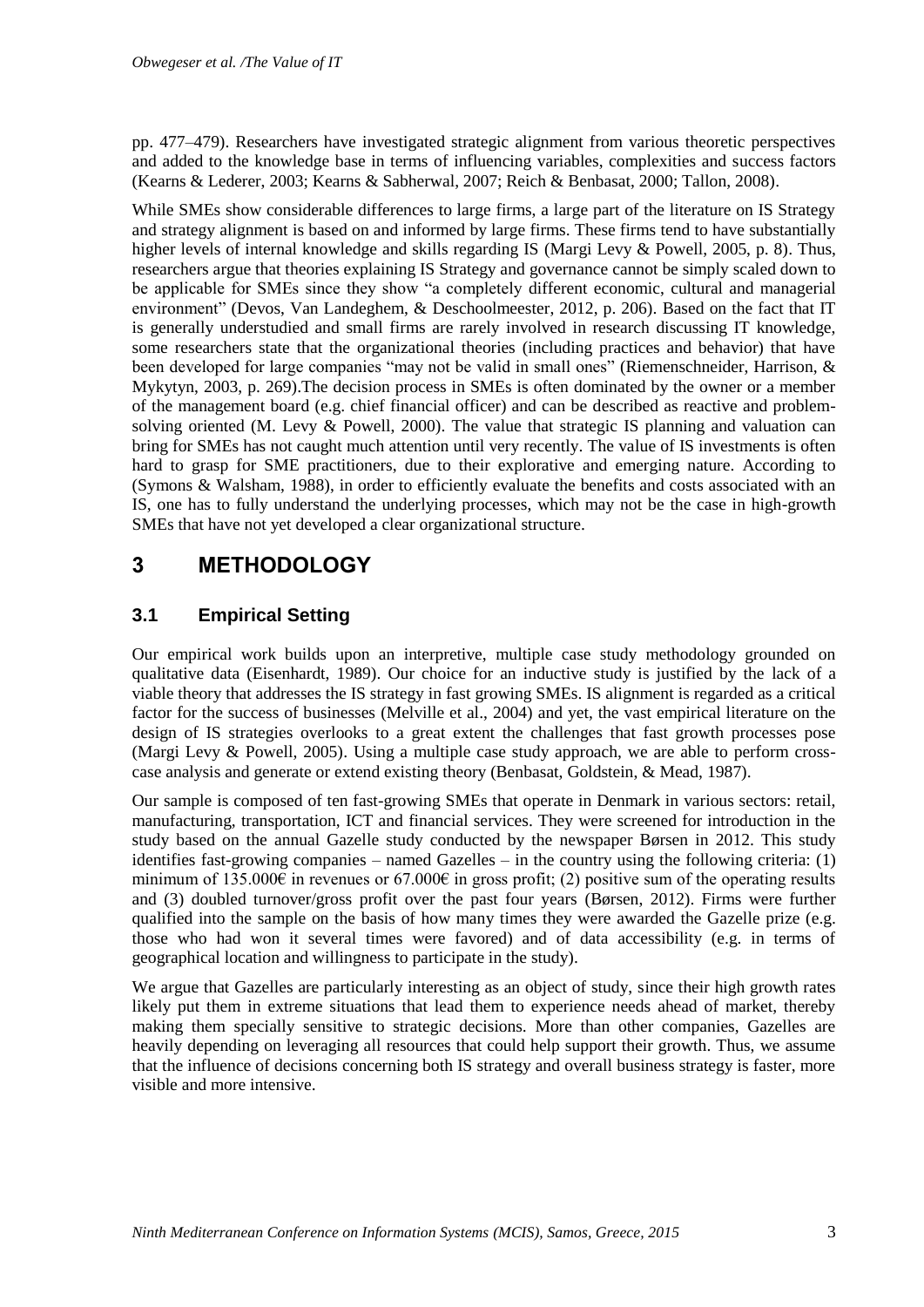pp. 477–479). Researchers have investigated strategic alignment from various theoretic perspectives and added to the knowledge base in terms of influencing variables, complexities and success factors (Kearns & Lederer, 2003; Kearns & Sabherwal, 2007; Reich & Benbasat, 2000; Tallon, 2008).

While SMEs show considerable differences to large firms, a large part of the literature on IS Strategy and strategy alignment is based on and informed by large firms. These firms tend to have substantially higher levels of internal knowledge and skills regarding IS (Margi Levy & Powell, 2005, p. 8). Thus, researchers argue that theories explaining IS Strategy and governance cannot be simply scaled down to be applicable for SMEs since they show "a completely different economic, cultural and managerial environment" (Devos, Van Landeghem, & Deschoolmeester, 2012, p. 206). Based on the fact that IT is generally understudied and small firms are rarely involved in research discussing IT knowledge, some researchers state that the organizational theories (including practices and behavior) that have been developed for large companies "may not be valid in small ones" (Riemenschneider, Harrison, & Mykytyn, 2003, p. 269).The decision process in SMEs is often dominated by the owner or a member of the management board (e.g. chief financial officer) and can be described as reactive and problem-solving oriented (M. Levy & Powell, 2000). The value that strategic IS planning and valuation can bring for SMEs has not caught much attention until very recently. The value of IS investments is often hard to grasp for SME practitioners, due to their explorative and emerging nature. According to (Symons & Walsham, 1988), in order to efficiently evaluate the benefits and costs associated with an IS, one has to fully understand the underlying processes, which may not be the case in high-growth SMEs that have not yet developed a clear organizational structure.

# 3 METHODOLOGY

## 3.1 Empirical Setting

Our empirical work builds upon an interpretive, multiple case study methodology grounded on qualitative data (Eisenhardt, 1989). Our choice for an inductive study is justified by the lack of a viable theory that addresses the IS strategy in fast growing SMEs. IS alignment is regarded as a critical factor for the success of businesses (Melville et al., 2004) and yet, the vast empirical literature on the design of IS strategies overlooks to a great extent the challenges that fast growth processes pose (Margi Levy & Powell, 2005). Using a multiple case study approach, we are able to perform cross-case analysis and generate or extend existing theory (Benbasat, Goldstein, & Mead, 1987).

Our sample is composed of ten fast-growing SMEs that operate in Denmark in various sectors: retail, manufacturing, transportation, ICT and financial services. They were screened for introduction in the study based on the annual Gazelle study conducted by the newspaper Børsen in 2012. This study identifies fast-growing companies – named Gazelles – in the country using the following criteria: (1) minimum of 135.000€ in revenues or 67.000€ in gross profit; (2) positive sum of the operating results and (3) doubled turnover/gross profit over the past four years (Børsen, 2012). Firms were further qualified into the sample on the basis of how many times they were awarded the Gazelle prize (e.g. those who had won it several times were favored) and of data accessibility (e.g. in terms of geographical location and willingness to participate in the study).

We argue that Gazelles are particularly interesting as an object of study, since their high growth rates likely put them in extreme situations that lead them to experience needs ahead of market, thereby making them specially sensitive to strategic decisions. More than other companies, Gazelles are heavily depending on leveraging all resources that could help support their growth. Thus, we assume that the influence of decisions concerning both IS strategy and overall business strategy is faster, more visible and more intensive.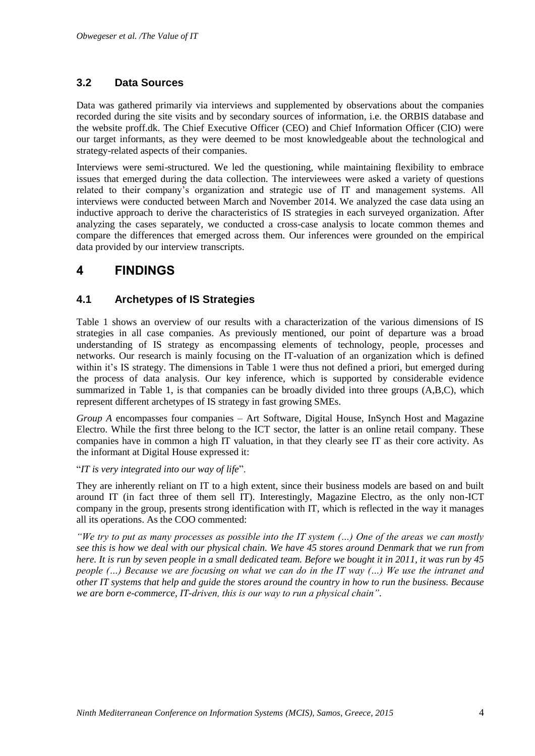### 3.2 Data Sources

Data was gathered primarily via interviews and supplemented by observations about the companies recorded during the site visits and by secondary sources of information, i.e. the ORBIS database and the website proff.dk. The Chief Executive Officer (CEO) and Chief Information Officer (CIO) were our target informants, as they were deemed to be most knowledgeable about the technological and strategy-related aspects of their companies.

Interviews were semi-structured. We led the questioning, while maintaining flexibility to embrace issues that emerged during the data collection. The interviewees were asked a variety of questions related to their company's organization and strategic use of IT and management systems. All interviews were conducted between March and November 2014. We analyzed the case data using an inductive approach to derive the characteristics of IS strategies in each surveyed organization. After analyzing the cases separately, we conducted a cross-case analysis to locate common themes and compare the differences that emerged across them. Our inferences were grounded on the empirical data provided by our interview transcripts.

## 4 FINDINGS

### 4.1 Archetypes of IS Strategies

Table 1 shows an overview of our results with a characterization of the various dimensions of IS strategies in all case companies. As previously mentioned, our point of departure was a broad understanding of IS strategy as encompassing elements of technology, people, processes and networks. Our research is mainly focusing on the IT-valuation of an organization which is defined within it's IS strategy. The dimensions in Table 1 were thus not defined a priori, but emerged during the process of data analysis. Our key inference, which is supported by considerable evidence summarized in Table 1, is that companies can be broadly divided into three groups (A,B,C), which represent different archetypes of IS strategy in fast growing SMEs.

*Group A* encompasses four companies – Art Software, Digital House, InSynch Host and Magazine Electro. While the first three belong to the ICT sector, the latter is an online retail company. These companies have in common a high IT valuation, in that they clearly see IT as their core activity. As the informant at Digital House expressed it:

"*IT is very integrated into our way of life*".

They are inherently reliant on IT to a high extent, since their business models are based on and built around IT (in fact three of them sell IT). Interestingly, Magazine Electro, as the only non-ICT company in the group, presents strong identification with IT, which is reflected in the way it manages all its operations. As the COO commented:

*"We try to put as many processes as possible into the IT system (…) One of the areas we can mostly see this is how we deal with our physical chain. We have 45 stores around Denmark that we run from here. It is run by seven people in a small dedicated team. Before we bought it in 2011, it was run by 45 people (…) Because we are focusing on what we can do in the IT way (…) We use the intranet and other IT systems that help and guide the stores around the country in how to run the business. Because we are born e-commerce, IT-driven, this is our way to run a physical chain".*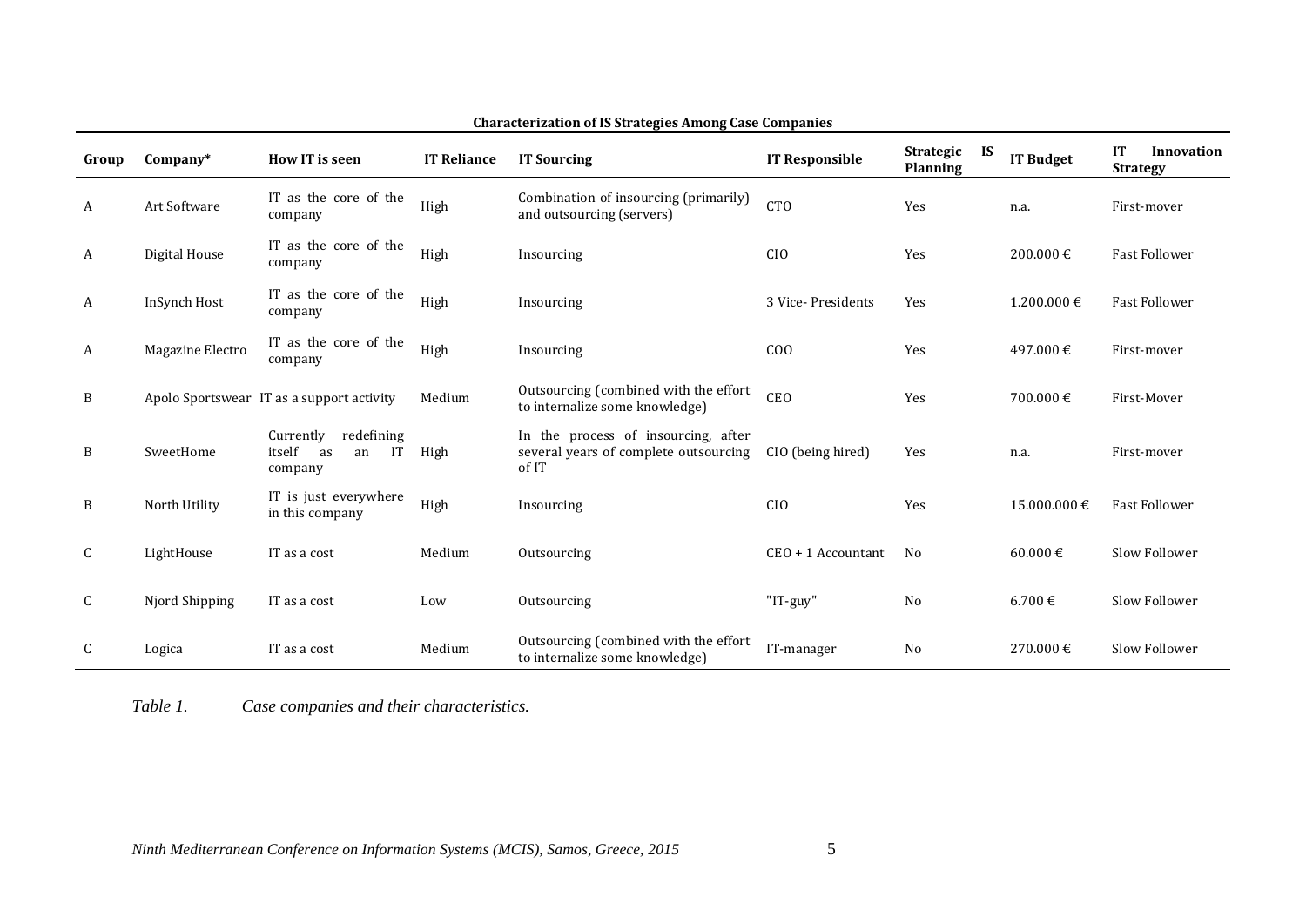**Characterization of IS Strategies Among Case Companies**

| Group | Company* | How IT is seen | IT Reliance | IT Sourcing | IT Responsible | Strategic IS Planning | IT Budget | IT Innovation Strategy |
|---|---|---|---|---|---|---|---|---|
| A | Art Software | IT as the core of the company | High | Combination of insourcing (primarily) and outsourcing (servers) | CTO | Yes | n.a. | First-mover |
| A | Digital House | IT as the core of the company | High | Insourcing | CIO | Yes | 200.000 € | Fast Follower |
| A | InSynch Host | IT as the core of the company | High | Insourcing | 3 Vice- Presidents | Yes | 1.200.000 € | Fast Follower |
| A | Magazine Electro | IT as the core of the company | High | Insourcing | COO | Yes | 497.000 € | First-mover |
| B | Apolo Sportswear | IT as a support activity | Medium | Outsourcing (combined with the effort to internalize some knowledge) | CEO | Yes | 700.000 € | First-Mover |
| B | SweetHome | Currently redefining itself as an IT company | High | In the process of insourcing, after several years of complete outsourcing of IT | CIO (being hired) | Yes | n.a. | First-mover |
| B | North Utility | IT is just everywhere in this company | High | Insourcing | CIO | Yes | 15.000.000 € | Fast Follower |
| C | LightHouse | IT as a cost | Medium | Outsourcing | CEO + 1 Accountant | No | 60.000 € | Slow Follower |
| C | Njord Shipping | IT as a cost | Low | Outsourcing | "IT-guy" | No | 6.700 € | Slow Follower |
| C | Logica | IT as a cost | Medium | Outsourcing (combined with the effort to internalize some knowledge) | IT-manager | No | 270.000 € | Slow Follower |

*Table 1. Case companies and their characteristics.*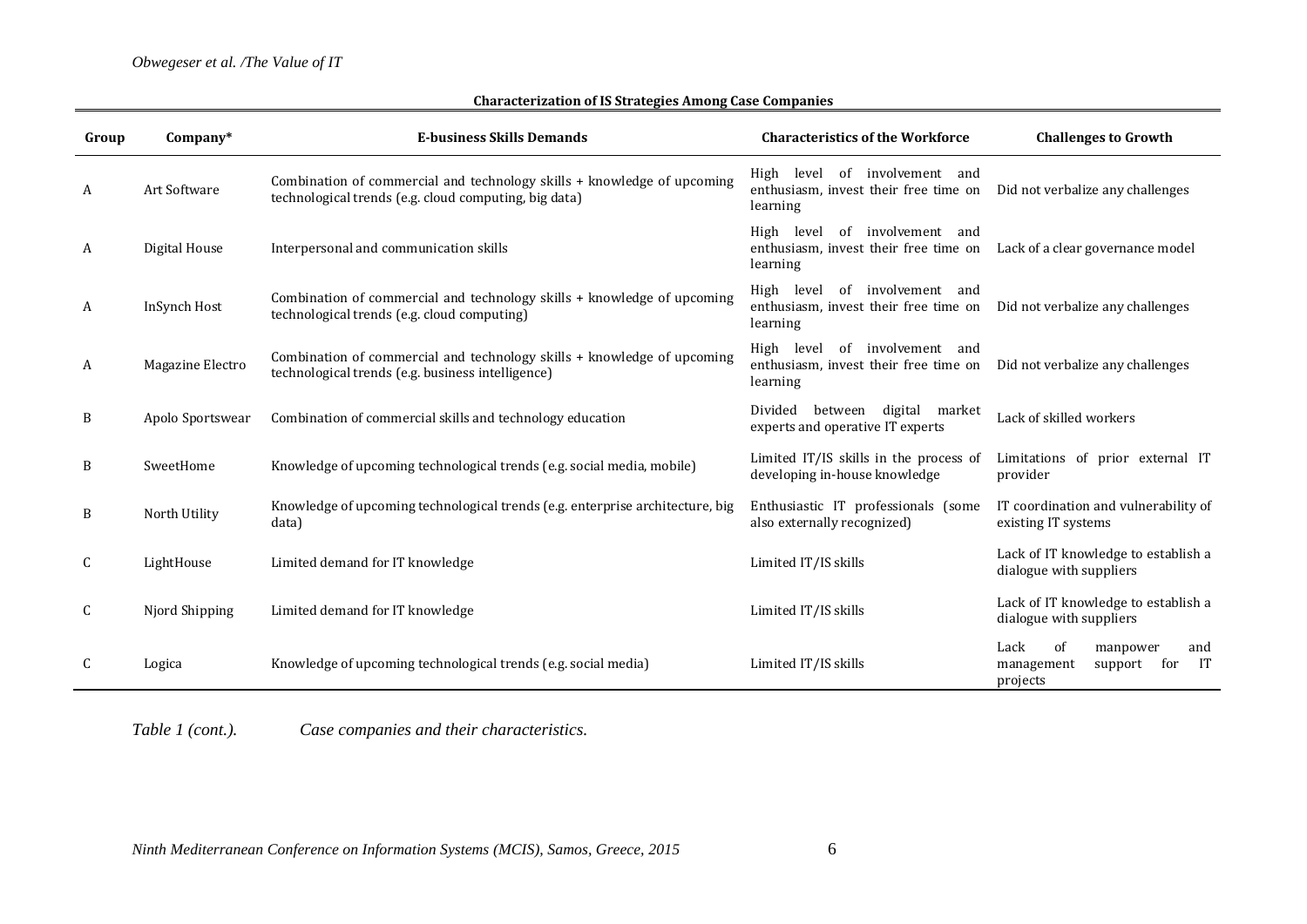**Characterization of IS Strategies Among Case Companies**

| Group | Company* | E-business Skills Demands | Characteristics of the Workforce | Challenges to Growth |
|---|---|---|---|---|
| A | Art Software | Combination of commercial and technology skills + knowledge of upcoming technological trends (e.g. cloud computing, big data) | High level of involvement and enthusiasm, invest their free time on learning | Did not verbalize any challenges |
| A | Digital House | Interpersonal and communication skills | High level of involvement and enthusiasm, invest their free time on learning | Lack of a clear governance model |
| A | InSynch Host | Combination of commercial and technology skills + knowledge of upcoming technological trends (e.g. cloud computing) | High level of involvement and enthusiasm, invest their free time on learning | Did not verbalize any challenges |
| A | Magazine Electro | Combination of commercial and technology skills + knowledge of upcoming technological trends (e.g. business intelligence) | High level of involvement and enthusiasm, invest their free time on learning | Did not verbalize any challenges |
| B | Apolo Sportswear | Combination of commercial skills and technology education | Divided between digital market experts and operative IT experts | Lack of skilled workers |
| B | SweetHome | Knowledge of upcoming technological trends (e.g. social media, mobile) | Limited IT/IS skills in the process of developing in-house knowledge | Limitations of prior external IT provider |
| B | North Utility | Knowledge of upcoming technological trends (e.g. enterprise architecture, big data) | Enthusiastic IT professionals (some also externally recognized) | IT coordination and vulnerability of existing IT systems |
| C | LightHouse | Limited demand for IT knowledge | Limited IT/IS skills | Lack of IT knowledge to establish a dialogue with suppliers |
| C | Njord Shipping | Limited demand for IT knowledge | Limited IT/IS skills | Lack of IT knowledge to establish a dialogue with suppliers |
| C | Logica | Knowledge of upcoming technological trends (e.g. social media) | Limited IT/IS skills | Lack of manpower and management support for IT projects |

*Table 1 (cont.).* *Case companies and their characteristics.*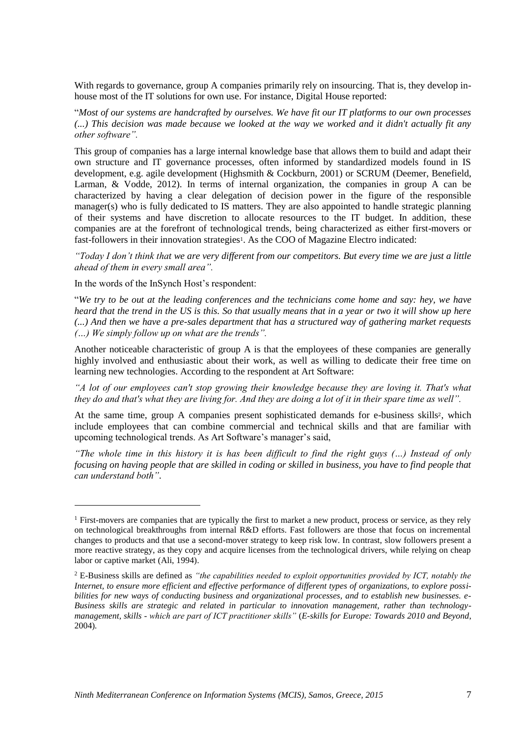With regards to governance, group A companies primarily rely on insourcing. That is, they develop in-house most of the IT solutions for own use. For instance, Digital House reported:

"*Most of our systems are handcrafted by ourselves. We have fit our IT platforms to our own processes (...) This decision was made because we looked at the way we worked and it didn't actually fit any other software".*

This group of companies has a large internal knowledge base that allows them to build and adapt their own structure and IT governance processes, often informed by standardized models found in IS development, e.g. agile development (Highsmith & Cockburn, 2001) or SCRUM (Deemer, Benefield, Larman, & Vodde, 2012). In terms of internal organization, the companies in group A can be characterized by having a clear delegation of decision power in the figure of the responsible manager(s) who is fully dedicated to IS matters. They are also appointed to handle strategic planning of their systems and have discretion to allocate resources to the IT budget. In addition, these companies are at the forefront of technological trends, being characterized as either first-movers or fast-followers in their innovation strategies[1]. As the COO of Magazine Electro indicated:

*"Today I don't think that we are very different from our competitors. But every time we are just a little ahead of them in every small area".*

In the words of the InSynch Host's respondent:

"*We try to be out at the leading conferences and the technicians come home and say: hey, we have heard that the trend in the US is this. So that usually means that in a year or two it will show up here (...) And then we have a pre-sales department that has a structured way of gathering market requests (…) We simply follow up on what are the trends".*

Another noticeable characteristic of group A is that the employees of these companies are generally highly involved and enthusiastic about their work, as well as willing to dedicate their free time on learning new technologies. According to the respondent at Art Software:

*"A lot of our employees can't stop growing their knowledge because they are loving it. That's what they do and that's what they are living for. And they are doing a lot of it in their spare time as well".*

At the same time, group A companies present sophisticated demands for e-business skills[2], which include employees that can combine commercial and technical skills and that are familiar with upcoming technological trends. As Art Software's manager's said,

*"The whole time in this history it is has been difficult to find the right guys (…) Instead of only focusing on having people that are skilled in coding or skilled in business, you have to find people that can understand both".*

---

[1] First-movers are companies that are typically the first to market a new product, process or service, as they rely on technological breakthroughs from internal R&D efforts. Fast followers are those that focus on incremental changes to products and that use a second-mover strategy to keep risk low. In contrast, slow followers present a more reactive strategy, as they copy and acquire licenses from the technological drivers, while relying on cheap labor or captive market (Ali, 1994).

[2] E-Business skills are defined as *"the capabilities needed to exploit opportunities provided by ICT, notably the Internet, to ensure more efficient and effective performance of different types of organizations, to explore possibilities for new ways of conducting business and organizational processes, and to establish new businesses. e-Business skills are strategic and related in particular to innovation management, rather than technology-management, skills - which are part of ICT practitioner skills"* (*E-skills for Europe: Towards 2010 and Beyond*, 2004).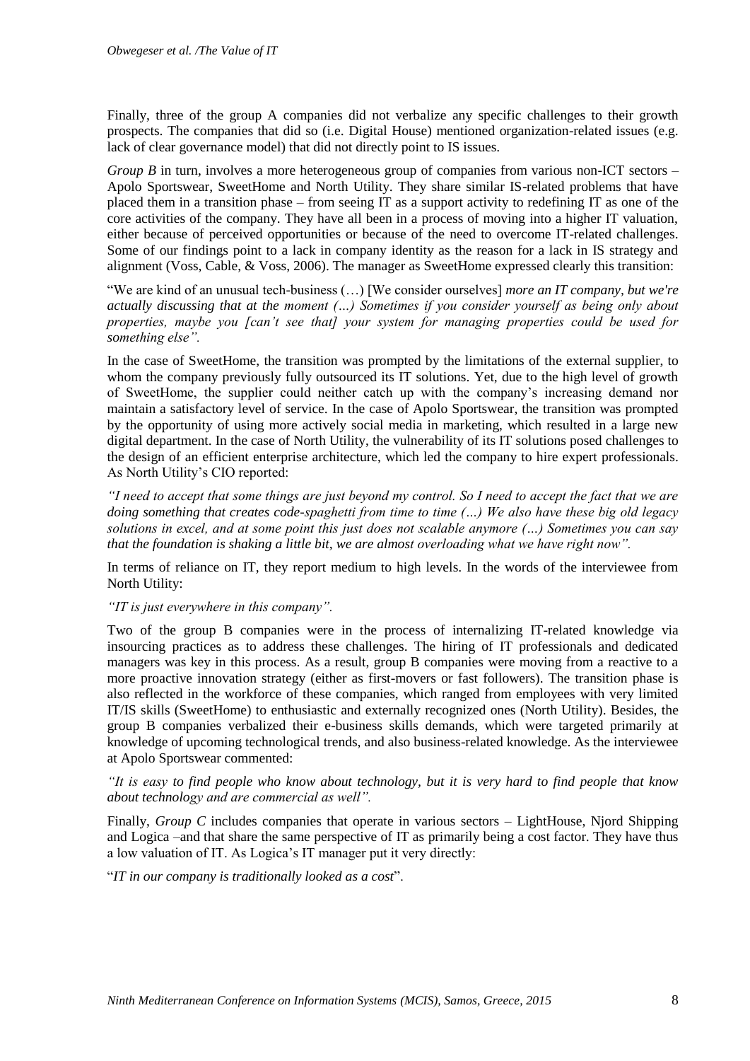Finally, three of the group A companies did not verbalize any specific challenges to their growth prospects. The companies that did so (i.e. Digital House) mentioned organization-related issues (e.g. lack of clear governance model) that did not directly point to IS issues.

*Group B* in turn, involves a more heterogeneous group of companies from various non-ICT sectors – Apolo Sportswear, SweetHome and North Utility. They share similar IS-related problems that have placed them in a transition phase – from seeing IT as a support activity to redefining IT as one of the core activities of the company. They have all been in a process of moving into a higher IT valuation, either because of perceived opportunities or because of the need to overcome IT-related challenges. Some of our findings point to a lack in company identity as the reason for a lack in IS strategy and alignment (Voss, Cable, & Voss, 2006). The manager as SweetHome expressed clearly this transition:

"We are kind of an unusual tech-business (…) [We consider ourselves] *more an IT company, but we're actually discussing that at the moment (…) Sometimes if you consider yourself as being only about properties, maybe you [can't see that] your system for managing properties could be used for something else".*

In the case of SweetHome, the transition was prompted by the limitations of the external supplier, to whom the company previously fully outsourced its IT solutions. Yet, due to the high level of growth of SweetHome, the supplier could neither catch up with the company's increasing demand nor maintain a satisfactory level of service. In the case of Apolo Sportswear, the transition was prompted by the opportunity of using more actively social media in marketing, which resulted in a large new digital department. In the case of North Utility, the vulnerability of its IT solutions posed challenges to the design of an efficient enterprise architecture, which led the company to hire expert professionals. As North Utility's CIO reported:

*"I need to accept that some things are just beyond my control. So I need to accept the fact that we are doing something that creates code-spaghetti from time to time (…) We also have these big old legacy solutions in excel, and at some point this just does not scalable anymore (…) Sometimes you can say that the foundation is shaking a little bit, we are almost overloading what we have right now".*

In terms of reliance on IT, they report medium to high levels. In the words of the interviewee from North Utility:

*"IT is just everywhere in this company".*

Two of the group B companies were in the process of internalizing IT-related knowledge via insourcing practices as to address these challenges. The hiring of IT professionals and dedicated managers was key in this process. As a result, group B companies were moving from a reactive to a more proactive innovation strategy (either as first-movers or fast followers). The transition phase is also reflected in the workforce of these companies, which ranged from employees with very limited IT/IS skills (SweetHome) to enthusiastic and externally recognized ones (North Utility). Besides, the group B companies verbalized their e-business skills demands, which were targeted primarily at knowledge of upcoming technological trends, and also business-related knowledge. As the interviewee at Apolo Sportswear commented:

*"It is easy to find people who know about technology, but it is very hard to find people that know about technology and are commercial as well".*

Finally, *Group C* includes companies that operate in various sectors – LightHouse, Njord Shipping and Logica –and that share the same perspective of IT as primarily being a cost factor. They have thus a low valuation of IT. As Logica's IT manager put it very directly:

"*IT in our company is traditionally looked as a cost*".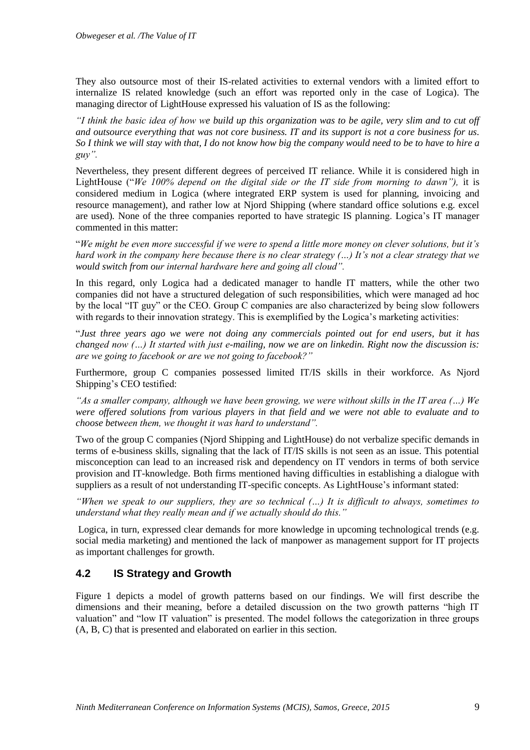They also outsource most of their IS-related activities to external vendors with a limited effort to internalize IS related knowledge (such an effort was reported only in the case of Logica). The managing director of LightHouse expressed his valuation of IS as the following:

*"I think the basic idea of how we build up this organization was to be agile, very slim and to cut off and outsource everything that was not core business. IT and its support is not a core business for us. So I think we will stay with that, I do not know how big the company would need to be to have to hire a guy".*

Nevertheless, they present different degrees of perceived IT reliance. While it is considered high in LightHouse ("*We 100% depend on the digital side or the IT side from morning to dawn"),* it is considered medium in Logica (where integrated ERP system is used for planning, invoicing and resource management), and rather low at Njord Shipping (where standard office solutions e.g. excel are used). None of the three companies reported to have strategic IS planning. Logica's IT manager commented in this matter:

"*We might be even more successful if we were to spend a little more money on clever solutions, but it's hard work in the company here because there is no clear strategy (…) It's not a clear strategy that we would switch from our internal hardware here and going all cloud".*

In this regard, only Logica had a dedicated manager to handle IT matters, while the other two companies did not have a structured delegation of such responsibilities, which were managed ad hoc by the local "IT guy" or the CEO. Group C companies are also characterized by being slow followers with regards to their innovation strategy. This is exemplified by the Logica's marketing activities:

"*Just three years ago we were not doing any commercials pointed out for end users, but it has changed now (…) It started with just e-mailing, now we are on linkedin. Right now the discussion is: are we going to facebook or are we not going to facebook?"*

Furthermore, group C companies possessed limited IT/IS skills in their workforce. As Njord Shipping's CEO testified:

*"As a smaller company, although we have been growing, we were without skills in the IT area (…) We were offered solutions from various players in that field and we were not able to evaluate and to choose between them, we thought it was hard to understand".*

Two of the group C companies (Njord Shipping and LightHouse) do not verbalize specific demands in terms of e-business skills, signaling that the lack of IT/IS skills is not seen as an issue. This potential misconception can lead to an increased risk and dependency on IT vendors in terms of both service provision and IT-knowledge. Both firms mentioned having difficulties in establishing a dialogue with suppliers as a result of not understanding IT-specific concepts. As LightHouse's informant stated:

*"When we speak to our suppliers, they are so technical (…) It is difficult to always, sometimes to understand what they really mean and if we actually should do this."*

Logica, in turn, expressed clear demands for more knowledge in upcoming technological trends (e.g. social media marketing) and mentioned the lack of manpower as management support for IT projects as important challenges for growth.

## 4.2 IS Strategy and Growth

Figure 1 depicts a model of growth patterns based on our findings. We will first describe the dimensions and their meaning, before a detailed discussion on the two growth patterns "high IT valuation" and "low IT valuation" is presented. The model follows the categorization in three groups (A, B, C) that is presented and elaborated on earlier in this section.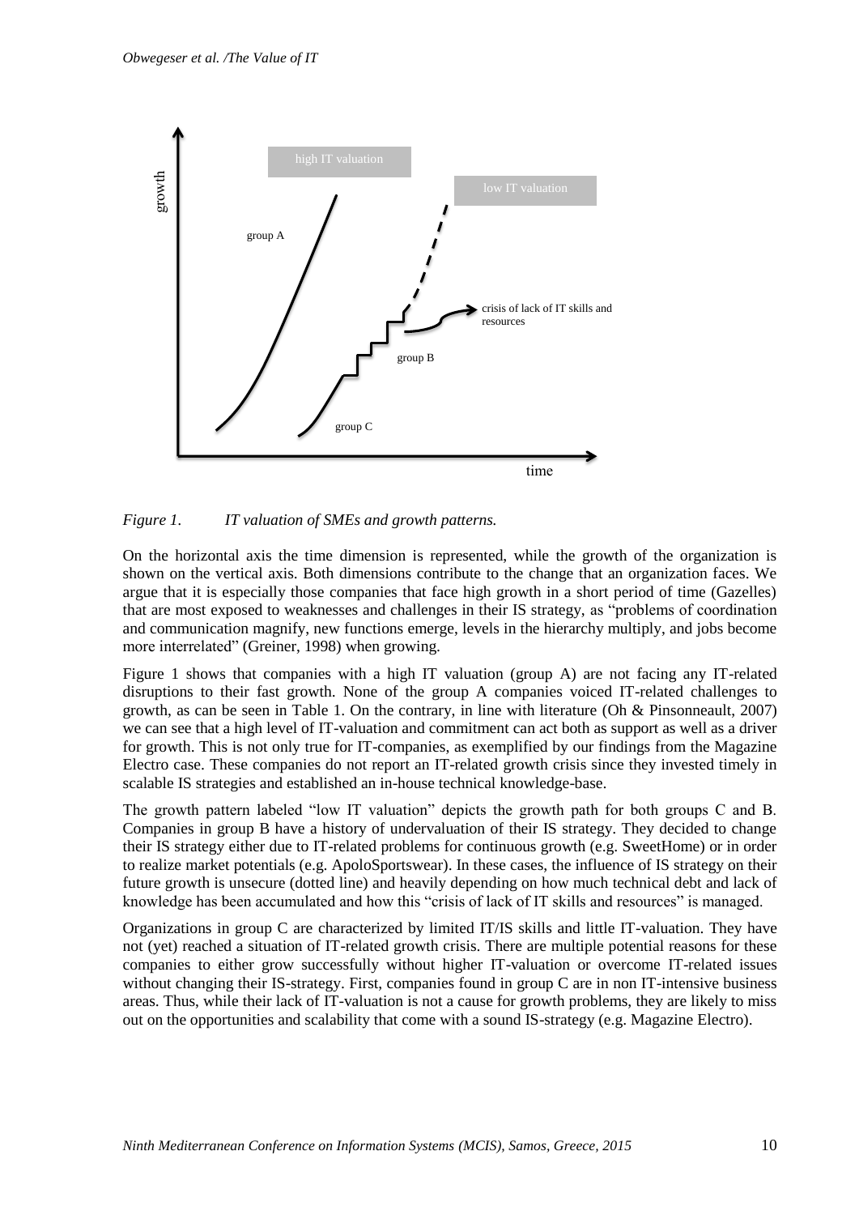*Figure 1. IT valuation of SMEs and growth patterns.*

On the horizontal axis the time dimension is represented, while the growth of the organization is shown on the vertical axis. Both dimensions contribute to the change that an organization faces. We argue that it is especially those companies that face high growth in a short period of time (Gazelles) that are most exposed to weaknesses and challenges in their IS strategy, as "problems of coordination and communication magnify, new functions emerge, levels in the hierarchy multiply, and jobs become more interrelated" (Greiner, 1998) when growing.

Figure 1 shows that companies with a high IT valuation (group A) are not facing any IT-related disruptions to their fast growth. None of the group A companies voiced IT-related challenges to growth, as can be seen in Table 1. On the contrary, in line with literature (Oh & Pinsonneault, 2007) we can see that a high level of IT-valuation and commitment can act both as support as well as a driver for growth. This is not only true for IT-companies, as exemplified by our findings from the Magazine Electro case. These companies do not report an IT-related growth crisis since they invested timely in scalable IS strategies and established an in-house technical knowledge-base.

The growth pattern labeled "low IT valuation" depicts the growth path for both groups C and B. Companies in group B have a history of undervaluation of their IS strategy. They decided to change their IS strategy either due to IT-related problems for continuous growth (e.g. SweetHome) or in order to realize market potentials (e.g. ApoloSportswear). In these cases, the influence of IS strategy on their future growth is unsecure (dotted line) and heavily depending on how much technical debt and lack of knowledge has been accumulated and how this "crisis of lack of IT skills and resources" is managed.

Organizations in group C are characterized by limited IT/IS skills and little IT-valuation. They have not (yet) reached a situation of IT-related growth crisis. There are multiple potential reasons for these companies to either grow successfully without higher IT-valuation or overcome IT-related issues without changing their IS-strategy. First, companies found in group C are in non IT-intensive business areas. Thus, while their lack of IT-valuation is not a cause for growth problems, they are likely to miss out on the opportunities and scalability that come with a sound IS-strategy (e.g. Magazine Electro).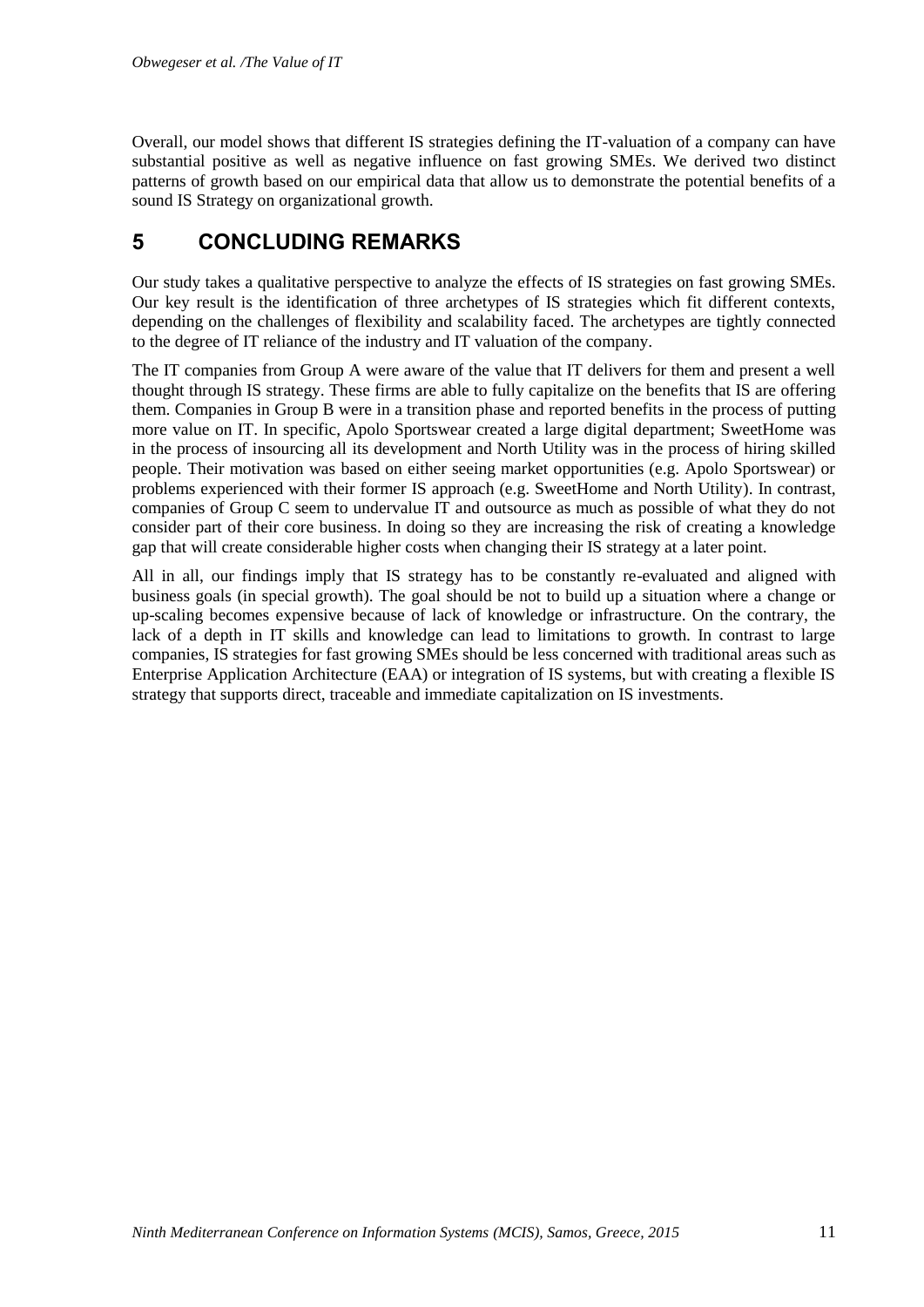Overall, our model shows that different IS strategies defining the IT-valuation of a company can have substantial positive as well as negative influence on fast growing SMEs. We derived two distinct patterns of growth based on our empirical data that allow us to demonstrate the potential benefits of a sound IS Strategy on organizational growth.

# 5 CONCLUDING REMARKS

Our study takes a qualitative perspective to analyze the effects of IS strategies on fast growing SMEs. Our key result is the identification of three archetypes of IS strategies which fit different contexts, depending on the challenges of flexibility and scalability faced. The archetypes are tightly connected to the degree of IT reliance of the industry and IT valuation of the company.

The IT companies from Group A were aware of the value that IT delivers for them and present a well thought through IS strategy. These firms are able to fully capitalize on the benefits that IS are offering them. Companies in Group B were in a transition phase and reported benefits in the process of putting more value on IT. In specific, Apolo Sportswear created a large digital department; SweetHome was in the process of insourcing all its development and North Utility was in the process of hiring skilled people. Their motivation was based on either seeing market opportunities (e.g. Apolo Sportswear) or problems experienced with their former IS approach (e.g. SweetHome and North Utility). In contrast, companies of Group C seem to undervalue IT and outsource as much as possible of what they do not consider part of their core business. In doing so they are increasing the risk of creating a knowledge gap that will create considerable higher costs when changing their IS strategy at a later point.

All in all, our findings imply that IS strategy has to be constantly re-evaluated and aligned with business goals (in special growth). The goal should be not to build up a situation where a change or up-scaling becomes expensive because of lack of knowledge or infrastructure. On the contrary, the lack of a depth in IT skills and knowledge can lead to limitations to growth. In contrast to large companies, IS strategies for fast growing SMEs should be less concerned with traditional areas such as Enterprise Application Architecture (EAA) or integration of IS systems, but with creating a flexible IS strategy that supports direct, traceable and immediate capitalization on IS investments.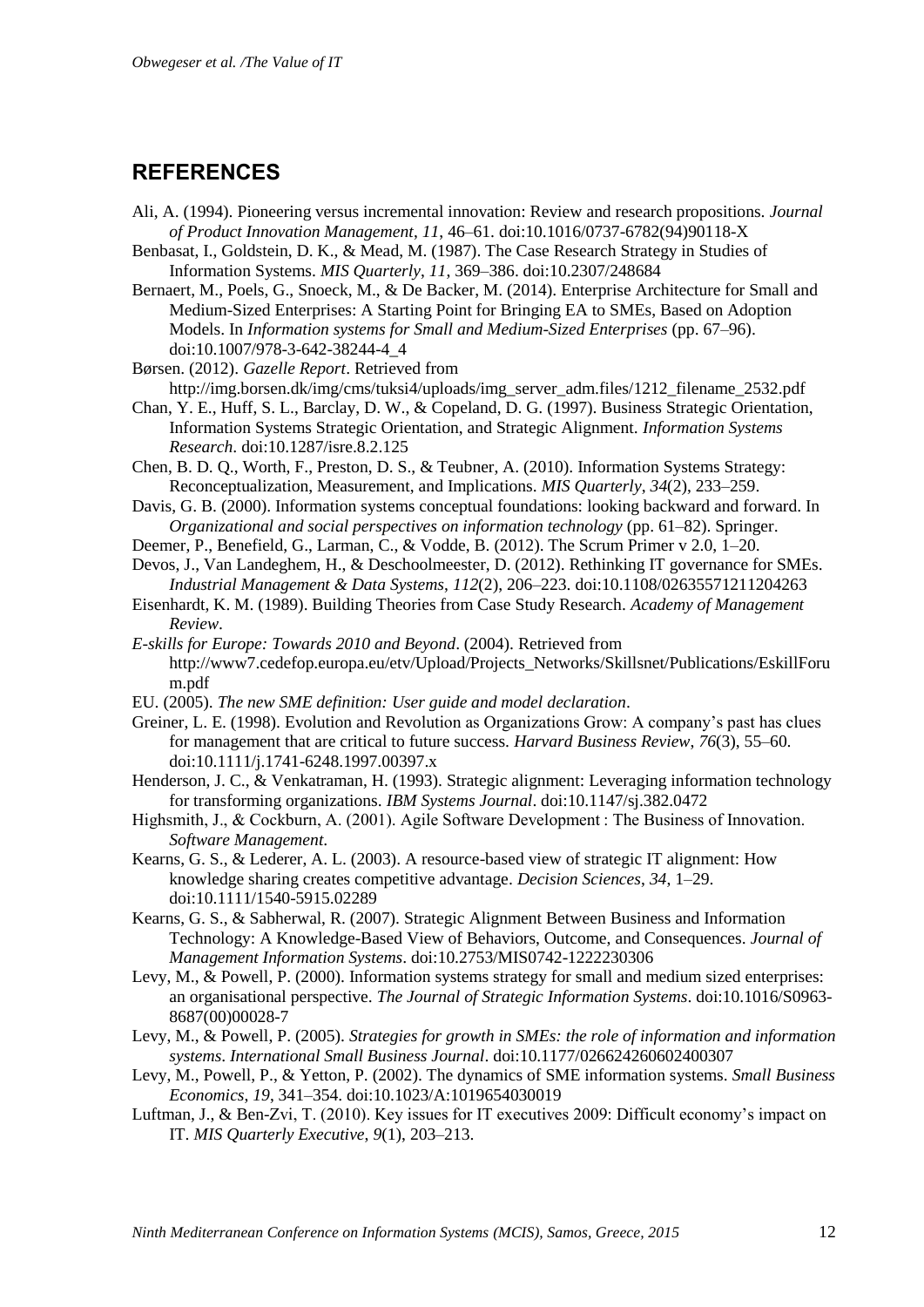## REFERENCES

Ali, A. (1994). Pioneering versus incremental innovation: Review and research propositions. *Journal of Product Innovation Management*, *11*, 46–61. doi:10.1016/0737-6782(94)90118-X

Benbasat, I., Goldstein, D. K., & Mead, M. (1987). The Case Research Strategy in Studies of Information Systems. *MIS Quarterly*, *11*, 369–386. doi:10.2307/248684

Bernaert, M., Poels, G., Snoeck, M., & De Backer, M. (2014). Enterprise Architecture for Small and Medium-Sized Enterprises: A Starting Point for Bringing EA to SMEs, Based on Adoption Models. In *Information systems for Small and Medium-Sized Enterprises* (pp. 67–96). doi:10.1007/978-3-642-38244-4_4

Børsen. (2012). *Gazelle Report*. Retrieved from http://img.borsen.dk/img/cms/tuksi4/uploads/img_server_adm.files/1212_filename_2532.pdf

Chan, Y. E., Huff, S. L., Barclay, D. W., & Copeland, D. G. (1997). Business Strategic Orientation, Information Systems Strategic Orientation, and Strategic Alignment. *Information Systems Research*. doi:10.1287/isre.8.2.125

Chen, B. D. Q., Worth, F., Preston, D. S., & Teubner, A. (2010). Information Systems Strategy: Reconceptualization, Measurement, and Implications. *MIS Quarterly*, *34*(2), 233–259.

Davis, G. B. (2000). Information systems conceptual foundations: looking backward and forward. In *Organizational and social perspectives on information technology* (pp. 61–82). Springer.

Deemer, P., Benefield, G., Larman, C., & Vodde, B. (2012). The Scrum Primer v 2.0, 1–20.

Devos, J., Van Landeghem, H., & Deschoolmeester, D. (2012). Rethinking IT governance for SMEs. *Industrial Management & Data Systems*, *112*(2), 206–223. doi:10.1108/02635571211204263

Eisenhardt, K. M. (1989). Building Theories from Case Study Research. *Academy of Management Review*.

*E-skills for Europe: Towards 2010 and Beyond*. (2004). Retrieved from http://www7.cedefop.europa.eu/etv/Upload/Projects_Networks/Skillsnet/Publications/EskillForum.pdf

EU. (2005). *The new SME definition: User guide and model declaration*.

Greiner, L. E. (1998). Evolution and Revolution as Organizations Grow: A company's past has clues for management that are critical to future success. *Harvard Business Review*, *76*(3), 55–60. doi:10.1111/j.1741-6248.1997.00397.x

Henderson, J. C., & Venkatraman, H. (1993). Strategic alignment: Leveraging information technology for transforming organizations. *IBM Systems Journal*. doi:10.1147/sj.382.0472

Highsmith, J., & Cockburn, A. (2001). Agile Software Development : The Business of Innovation. *Software Management*.

Kearns, G. S., & Lederer, A. L. (2003). A resource-based view of strategic IT alignment: How knowledge sharing creates competitive advantage. *Decision Sciences*, *34*, 1–29. doi:10.1111/1540-5915.02289

Kearns, G. S., & Sabherwal, R. (2007). Strategic Alignment Between Business and Information Technology: A Knowledge-Based View of Behaviors, Outcome, and Consequences. *Journal of Management Information Systems*. doi:10.2753/MIS0742-1222230306

Levy, M., & Powell, P. (2000). Information systems strategy for small and medium sized enterprises: an organisational perspective. *The Journal of Strategic Information Systems*. doi:10.1016/S0963-8687(00)00028-7

Levy, M., & Powell, P. (2005). *Strategies for growth in SMEs: the role of information and information systems*. *International Small Business Journal*. doi:10.1177/0266242605060240307

Levy, M., Powell, P., & Yetton, P. (2002). The dynamics of SME information systems. *Small Business Economics*, *19*, 341–354. doi:10.1023/A:1019654030019

Luftman, J., & Ben-Zvi, T. (2010). Key issues for IT executives 2009: Difficult economy's impact on IT. *MIS Quarterly Executive*, *9*(1), 203–213.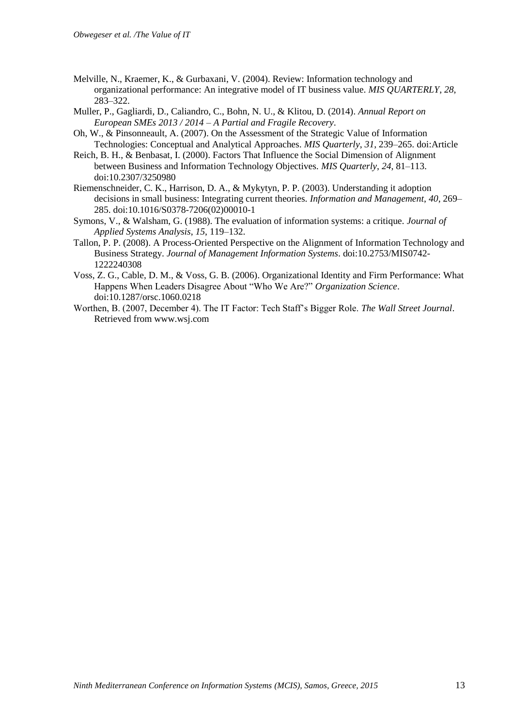Melville, N., Kraemer, K., & Gurbaxani, V. (2004). Review: Information technology and organizational performance: An integrative model of IT business value. *MIS QUARTERLY*, *28*, 283–322.

Muller, P., Gagliardi, D., Caliandro, C., Bohn, N. U., & Klitou, D. (2014). *Annual Report on European SMEs 2013 / 2014 – A Partial and Fragile Recovery*.

Oh, W., & Pinsonneault, A. (2007). On the Assessment of the Strategic Value of Information Technologies: Conceptual and Analytical Approaches. *MIS Quarterly*, *31*, 239–265. doi:Article

Reich, B. H., & Benbasat, I. (2000). Factors That Influence the Social Dimension of Alignment between Business and Information Technology Objectives. *MIS Quarterly*, *24*, 81–113. doi:10.2307/3250980

Riemenschneider, C. K., Harrison, D. A., & Mykytyn, P. P. (2003). Understanding it adoption decisions in small business: Integrating current theories. *Information and Management*, *40*, 269–285. doi:10.1016/S0378-7206(02)00010-1

Symons, V., & Walsham, G. (1988). The evaluation of information systems: a critique. *Journal of Applied Systems Analysis*, *15*, 119–132.

Tallon, P. P. (2008). A Process-Oriented Perspective on the Alignment of Information Technology and Business Strategy. *Journal of Management Information Systems*. doi:10.2753/MIS0742-1222240308

Voss, Z. G., Cable, D. M., & Voss, G. B. (2006). Organizational Identity and Firm Performance: What Happens When Leaders Disagree About "Who We Are?" *Organization Science*. doi:10.1287/orsc.1060.0218

Worthen, B. (2007, December 4). The IT Factor: Tech Staff's Bigger Role. *The Wall Street Journal*. Retrieved from www.wsj.com